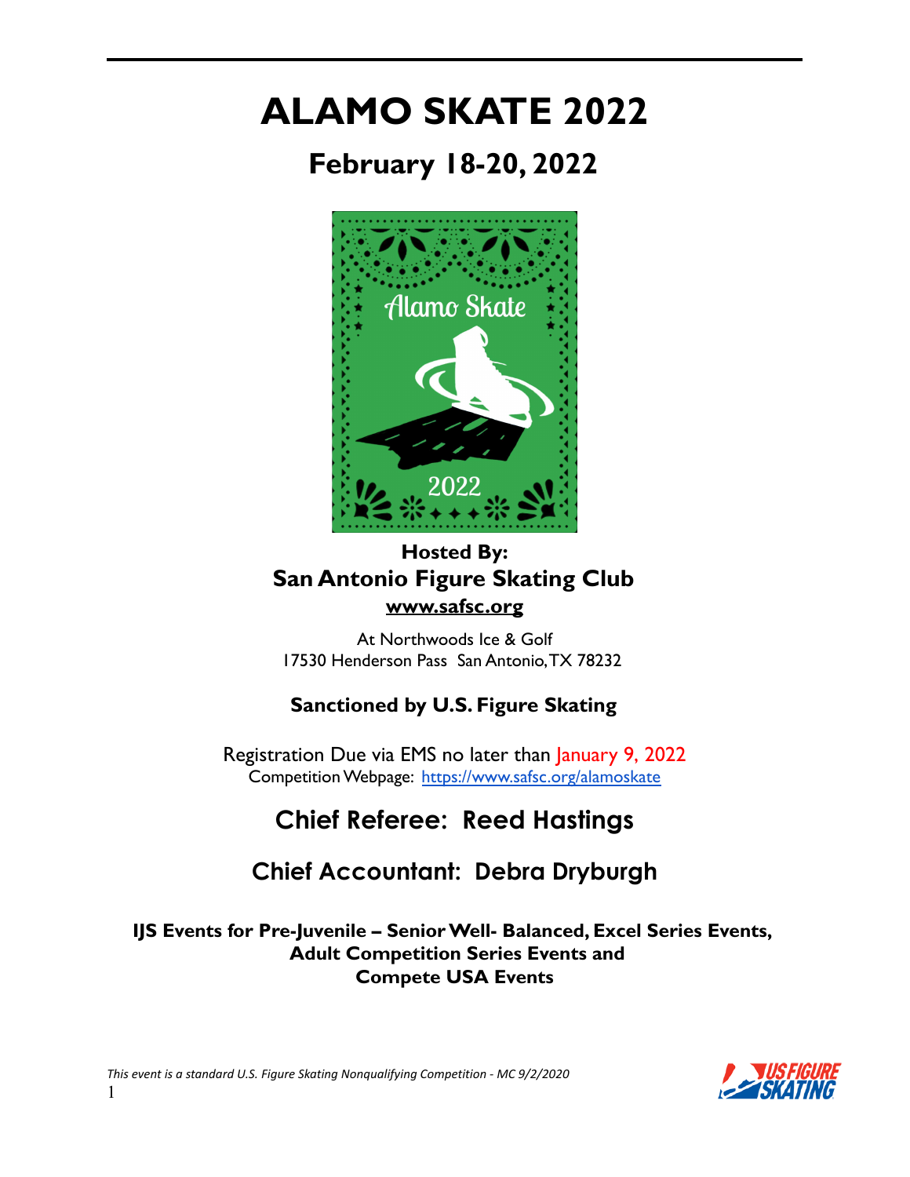# ALAMO SKATE 2022

## February 18-20, 2022

**Hosted By:**
**San Antonio Figure Skating Club**
**www.safsc.org**

At Northwoods Ice & Golf
17530 Henderson Pass San Antonio, TX 78232

**Sanctioned by U.S. Figure Skating**

Registration Due via EMS no later than January 9, 2022
Competition Webpage: https://www.safsc.org/alamoskate

## Chief Referee: Reed Hastings

## Chief Accountant: Debra Dryburgh

**IJS Events for Pre-Juvenile – Senior Well- Balanced, Excel Series Events, Adult Competition Series Events and Compete USA Events**

*This event is a standard U.S. Figure Skating Nonqualifying Competition - MC 9/2/2020*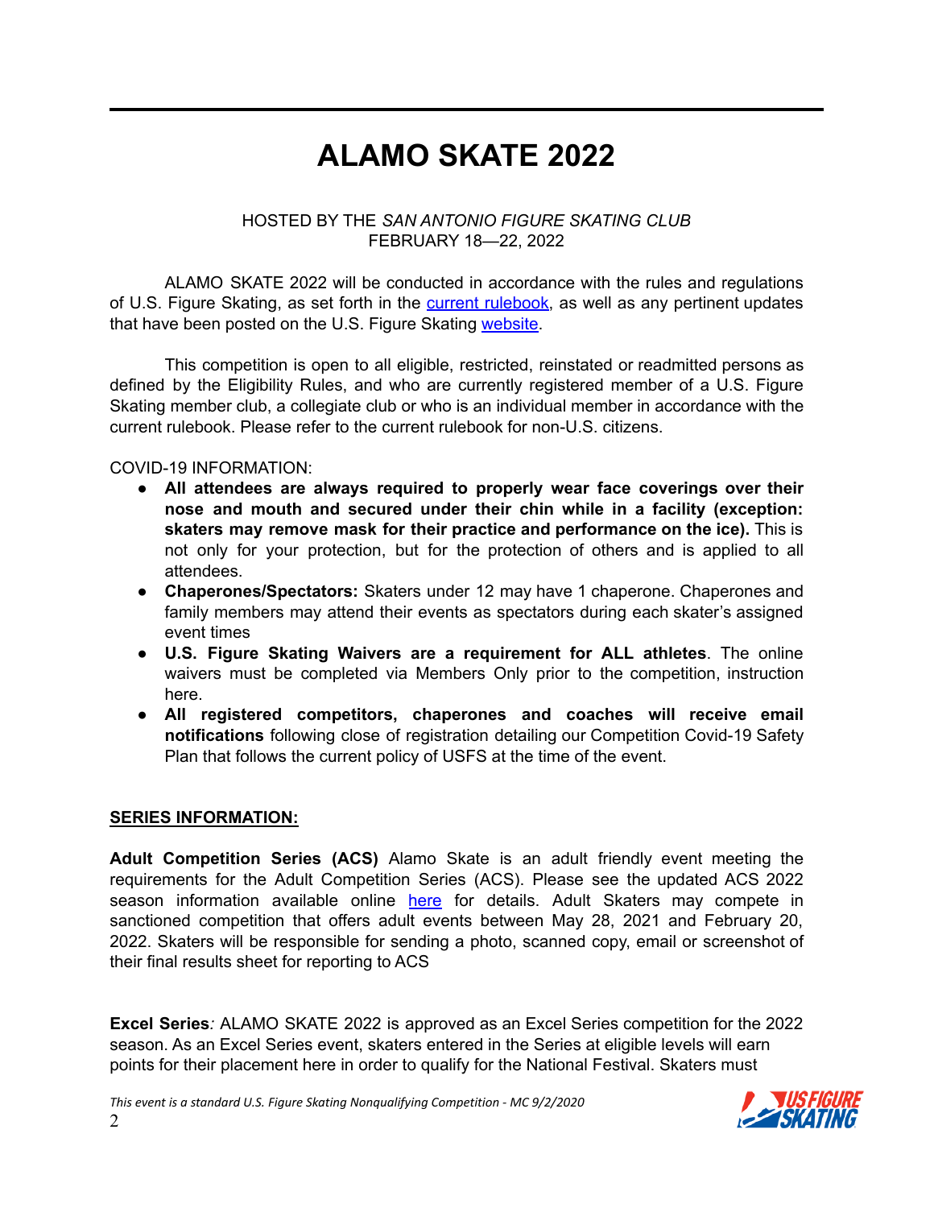# ALAMO SKATE 2022

HOSTED BY THE *SAN ANTONIO FIGURE SKATING CLUB*
FEBRUARY 18—22, 2022

ALAMO SKATE 2022 will be conducted in accordance with the rules and regulations of U.S. Figure Skating, as set forth in the current rulebook, as well as any pertinent updates that have been posted on the U.S. Figure Skating website.

This competition is open to all eligible, restricted, reinstated or readmitted persons as defined by the Eligibility Rules, and who are currently registered member of a U.S. Figure Skating member club, a collegiate club or who is an individual member in accordance with the current rulebook. Please refer to the current rulebook for non-U.S. citizens.

COVID-19 INFORMATION:

- **All attendees are always required to properly wear face coverings over their nose and mouth and secured under their chin while in a facility (exception: skaters may remove mask for their practice and performance on the ice).** This is not only for your protection, but for the protection of others and is applied to all attendees.
- **Chaperones/Spectators:** Skaters under 12 may have 1 chaperone. Chaperones and family members may attend their events as spectators during each skater's assigned event times
- **U.S. Figure Skating Waivers are a requirement for ALL athletes**. The online waivers must be completed via Members Only prior to the competition, instruction here.
- **All registered competitors, chaperones and coaches will receive email notifications** following close of registration detailing our Competition Covid-19 Safety Plan that follows the current policy of USFS at the time of the event.

**SERIES INFORMATION:**

**Adult Competition Series (ACS)** Alamo Skate is an adult friendly event meeting the requirements for the Adult Competition Series (ACS). Please see the updated ACS 2022 season information available online here for details. Adult Skaters may compete in sanctioned competition that offers adult events between May 28, 2021 and February 20, 2022. Skaters will be responsible for sending a photo, scanned copy, email or screenshot of their final results sheet for reporting to ACS

**Excel Series***:* ALAMO SKATE 2022 is approved as an Excel Series competition for the 2022 season. As an Excel Series event, skaters entered in the Series at eligible levels will earn points for their placement here in order to qualify for the National Festival. Skaters must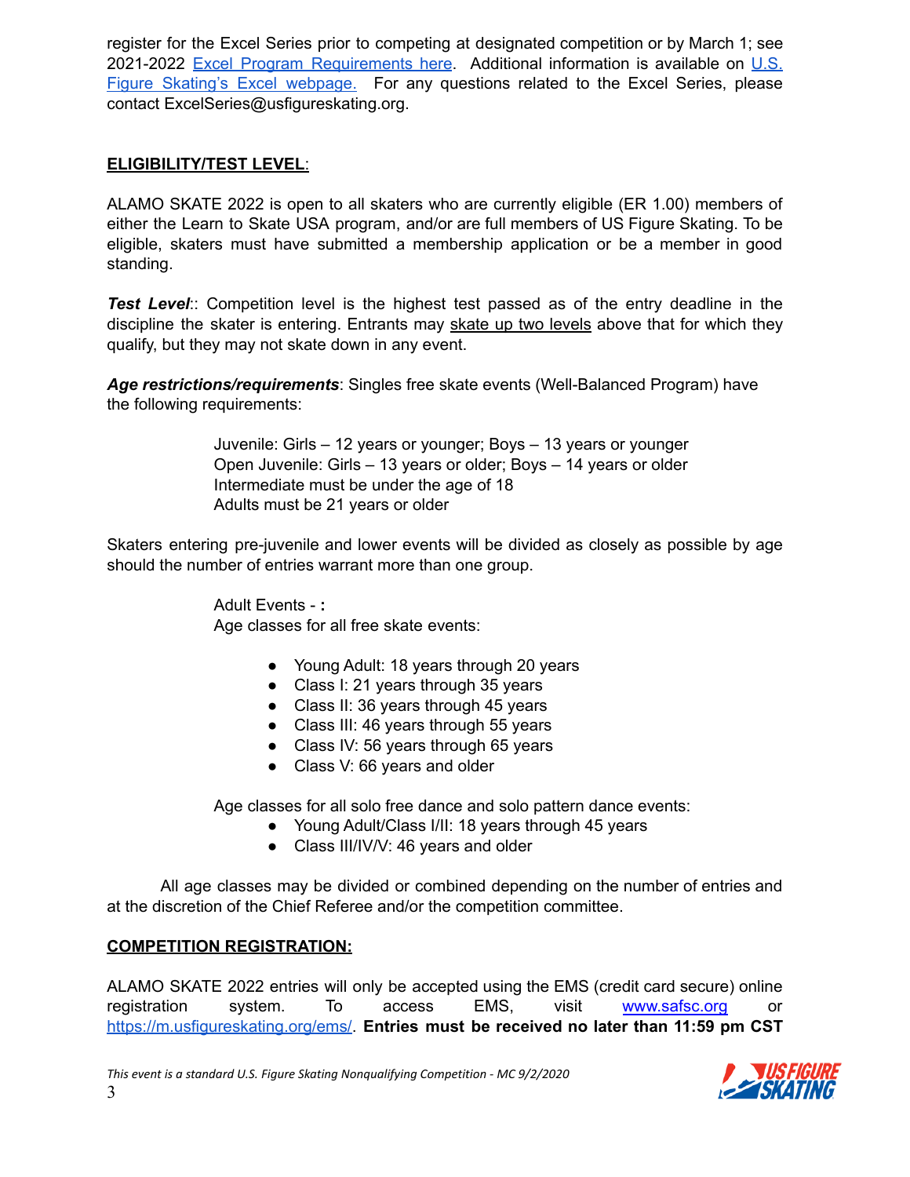register for the Excel Series prior to competing at designated competition or by March 1; see 2021-2022 [Excel Program Requirements here](). Additional information is available on [U.S. Figure Skating's Excel webpage.]() For any questions related to the Excel Series, please contact ExcelSeries@usfigureskating.org.

**ELIGIBILITY/TEST LEVEL**:

ALAMO SKATE 2022 is open to all skaters who are currently eligible (ER 1.00) members of either the Learn to Skate USA program, and/or are full members of US Figure Skating. To be eligible, skaters must have submitted a membership application or be a member in good standing.

***Test Level***:: Competition level is the highest test passed as of the entry deadline in the discipline the skater is entering. Entrants may skate up two levels above that for which they qualify, but they may not skate down in any event.

***Age restrictions/requirements***: Singles free skate events (Well-Balanced Program) have the following requirements:

Juvenile: Girls – 12 years or younger; Boys – 13 years or younger
Open Juvenile: Girls – 13 years or older; Boys – 14 years or older
Intermediate must be under the age of 18
Adults must be 21 years or older

Skaters entering pre-juvenile and lower events will be divided as closely as possible by age should the number of entries warrant more than one group.

Adult Events - **:**
Age classes for all free skate events:

- Young Adult: 18 years through 20 years
- Class I: 21 years through 35 years
- Class II: 36 years through 45 years
- Class III: 46 years through 55 years
- Class IV: 56 years through 65 years
- Class V: 66 years and older

Age classes for all solo free dance and solo pattern dance events:

- Young Adult/Class I/II: 18 years through 45 years
- Class III/IV/V: 46 years and older

All age classes may be divided or combined depending on the number of entries and at the discretion of the Chief Referee and/or the competition committee.

**COMPETITION REGISTRATION:**

ALAMO SKATE 2022 entries will only be accepted using the EMS (credit card secure) online registration system. To access EMS, visit [www.safsc.org]() or [https://m.usfigureskating.org/ems/](https://m.usfigureskating.org/ems/). **Entries must be received no later than 11:59 pm CST**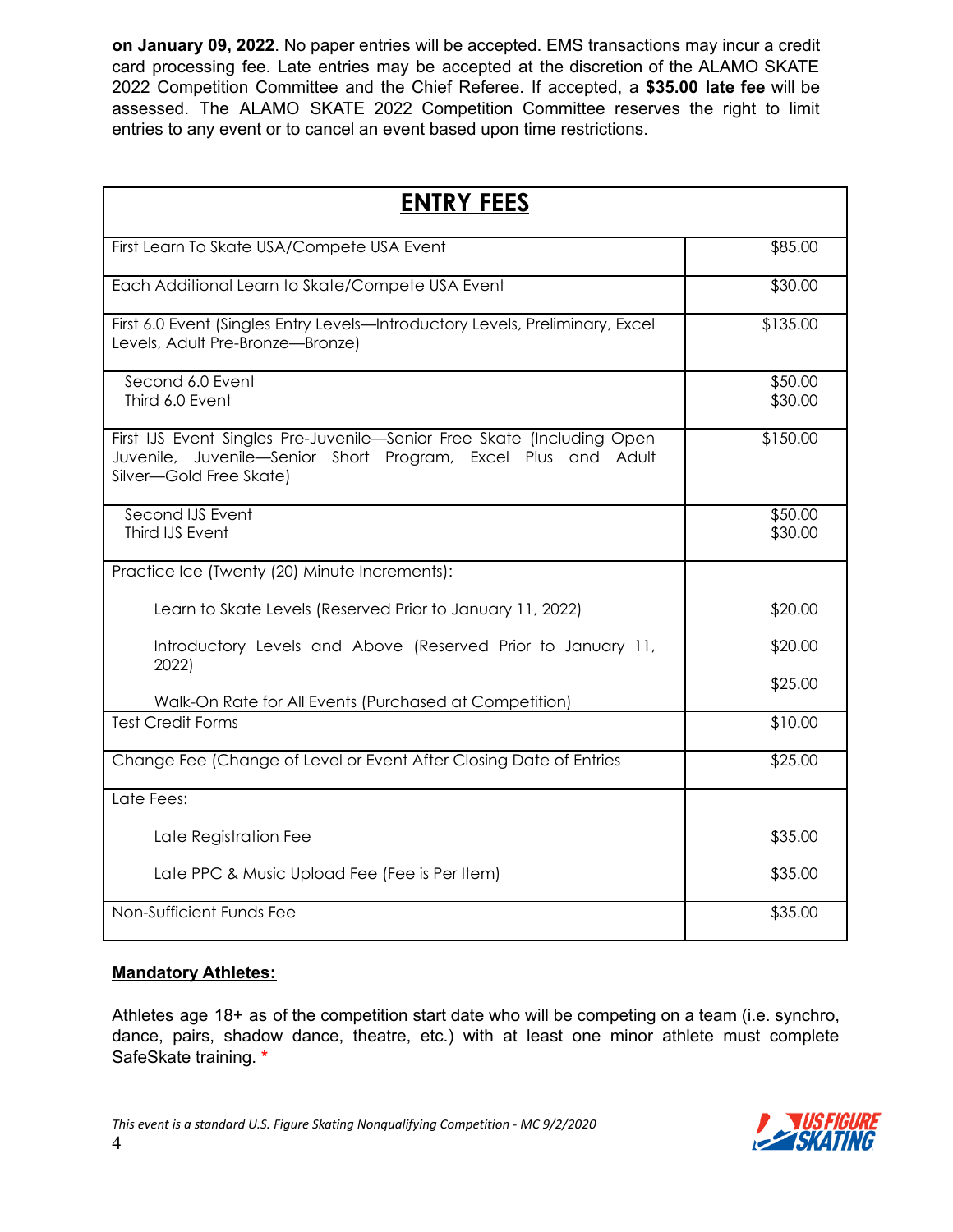**on January 09, 2022**. No paper entries will be accepted. EMS transactions may incur a credit card processing fee. Late entries may be accepted at the discretion of the ALAMO SKATE 2022 Competition Committee and the Chief Referee. If accepted, a **$35.00 late fee** will be assessed. The ALAMO SKATE 2022 Competition Committee reserves the right to limit entries to any event or to cancel an event based upon time restrictions.

| **ENTRY FEES** | |
|---|---|
| First Learn To Skate USA/Compete USA Event | $85.00 |
| Each Additional Learn to Skate/Compete USA Event | $30.00 |
| First 6.0 Event (Singles Entry Levels—Introductory Levels, Preliminary, Excel Levels, Adult Pre-Bronze—Bronze) | $135.00 |
| Second 6.0 Event<br>Third 6.0 Event | $50.00<br>$30.00 |
| First IJS Event Singles Pre-Juvenile—Senior Free Skate (Including Open Juvenile, Juvenile—Senior Short Program, Excel Plus and Adult Silver—Gold Free Skate) | $150.00 |
| Second IJS Event<br>Third IJS Event | $50.00<br>$30.00 |
| Practice Ice (Twenty (20) Minute Increments):<br>Learn to Skate Levels (Reserved Prior to January 11, 2022)<br>Introductory Levels and Above (Reserved Prior to January 11, 2022)<br>Walk-On Rate for All Events (Purchased at Competition) | <br>$20.00<br>$20.00<br>$25.00 |
| Test Credit Forms | $10.00 |
| Change Fee (Change of Level or Event After Closing Date of Entries | $25.00 |
| Late Fees:<br>Late Registration Fee<br>Late PPC & Music Upload Fee (Fee is Per Item) | <br>$35.00<br>$35.00 |
| Non-Sufficient Funds Fee | $35.00 |

**Mandatory Athletes:**

Athletes age 18+ as of the competition start date who will be competing on a team (i.e. synchro, dance, pairs, shadow dance, theatre, etc.) with at least one minor athlete must complete SafeSkate training. *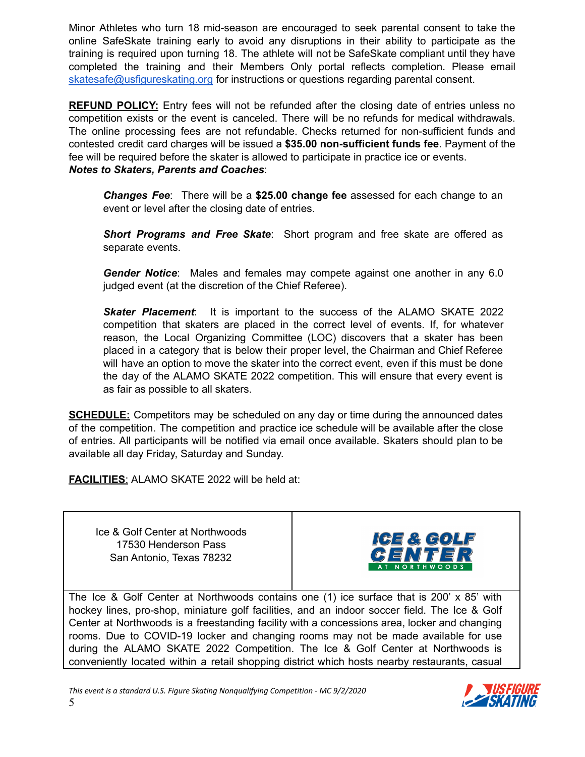Minor Athletes who turn 18 mid-season are encouraged to seek parental consent to take the online SafeSkate training early to avoid any disruptions in their ability to participate as the training is required upon turning 18. The athlete will not be SafeSkate compliant until they have completed the training and their Members Only portal reflects completion. Please email skatesafe@usfigureskating.org for instructions or questions regarding parental consent.

**REFUND POLICY:** Entry fees will not be refunded after the closing date of entries unless no competition exists or the event is canceled. There will be no refunds for medical withdrawals. The online processing fees are not refundable. Checks returned for non-sufficient funds and contested credit card charges will be issued a **$35.00 non-sufficient funds fee**. Payment of the fee will be required before the skater is allowed to participate in practice ice or events.

***Notes to Skaters, Parents and Coaches***:

> ***Changes Fee***: There will be a **$25.00 change fee** assessed for each change to an event or level after the closing date of entries.
>
> ***Short Programs and Free Skate***: Short program and free skate are offered as separate events.
>
> ***Gender Notice***: Males and females may compete against one another in any 6.0 judged event (at the discretion of the Chief Referee).
>
> ***Skater Placement***: It is important to the success of the ALAMO SKATE 2022 competition that skaters are placed in the correct level of events. If, for whatever reason, the Local Organizing Committee (LOC) discovers that a skater has been placed in a category that is below their proper level, the Chairman and Chief Referee will have an option to move the skater into the correct event, even if this must be done the day of the ALAMO SKATE 2022 competition. This will ensure that every event is as fair as possible to all skaters.

**SCHEDULE:** Competitors may be scheduled on any day or time during the announced dates of the competition. The competition and practice ice schedule will be available after the close of entries. All participants will be notified via email once available. Skaters should plan to be available all day Friday, Saturday and Sunday.

**FACILITIES**: ALAMO SKATE 2022 will be held at:

| Ice & Golf Center at Northwoods<br>17530 Henderson Pass<br>San Antonio, Texas 78232 | ICE & GOLF CENTER AT NORTHWOODS |
|---|---|

The Ice & Golf Center at Northwoods contains one (1) ice surface that is 200' x 85' with hockey lines, pro-shop, miniature golf facilities, and an indoor soccer field. The Ice & Golf Center at Northwoods is a freestanding facility with a concessions area, locker and changing rooms. Due to COVID-19 locker and changing rooms may not be made available for use during the ALAMO SKATE 2022 Competition. The Ice & Golf Center at Northwoods is conveniently located within a retail shopping district which hosts nearby restaurants, casual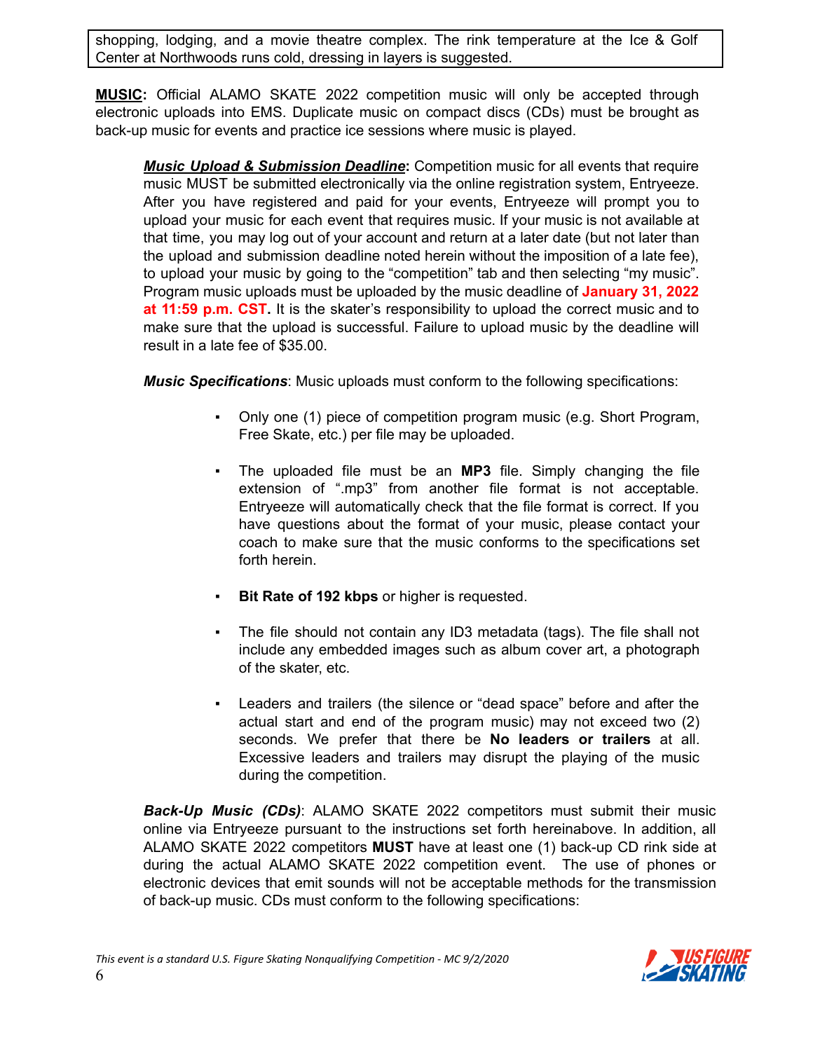shopping, lodging, and a movie theatre complex. The rink temperature at the Ice & Golf Center at Northwoods runs cold, dressing in layers is suggested.

**MUSIC:** Official ALAMO SKATE 2022 competition music will only be accepted through electronic uploads into EMS. Duplicate music on compact discs (CDs) must be brought as back-up music for events and practice ice sessions where music is played.

***Music Upload & Submission Deadline*:** Competition music for all events that require music MUST be submitted electronically via the online registration system, Entryeeze. After you have registered and paid for your events, Entryeeze will prompt you to upload your music for each event that requires music. If your music is not available at that time, you may log out of your account and return at a later date (but not later than the upload and submission deadline noted herein without the imposition of a late fee), to upload your music by going to the "competition" tab and then selecting "my music". Program music uploads must be uploaded by the music deadline of **January 31, 2022 at 11:59 p.m. CST.** It is the skater's responsibility to upload the correct music and to make sure that the upload is successful. Failure to upload music by the deadline will result in a late fee of $35.00.

***Music Specifications***: Music uploads must conform to the following specifications:

- Only one (1) piece of competition program music (e.g. Short Program, Free Skate, etc.) per file may be uploaded.
- The uploaded file must be an **MP3** file. Simply changing the file extension of ".mp3" from another file format is not acceptable. Entryeeze will automatically check that the file format is correct. If you have questions about the format of your music, please contact your coach to make sure that the music conforms to the specifications set forth herein.
- **Bit Rate of 192 kbps** or higher is requested.
- The file should not contain any ID3 metadata (tags). The file shall not include any embedded images such as album cover art, a photograph of the skater, etc.
- Leaders and trailers (the silence or "dead space" before and after the actual start and end of the program music) may not exceed two (2) seconds. We prefer that there be **No leaders or trailers** at all. Excessive leaders and trailers may disrupt the playing of the music during the competition.

***Back-Up Music (CDs)***: ALAMO SKATE 2022 competitors must submit their music online via Entryeeze pursuant to the instructions set forth hereinabove. In addition, all ALAMO SKATE 2022 competitors **MUST** have at least one (1) back-up CD rink side at during the actual ALAMO SKATE 2022 competition event. The use of phones or electronic devices that emit sounds will not be acceptable methods for the transmission of back-up music. CDs must conform to the following specifications: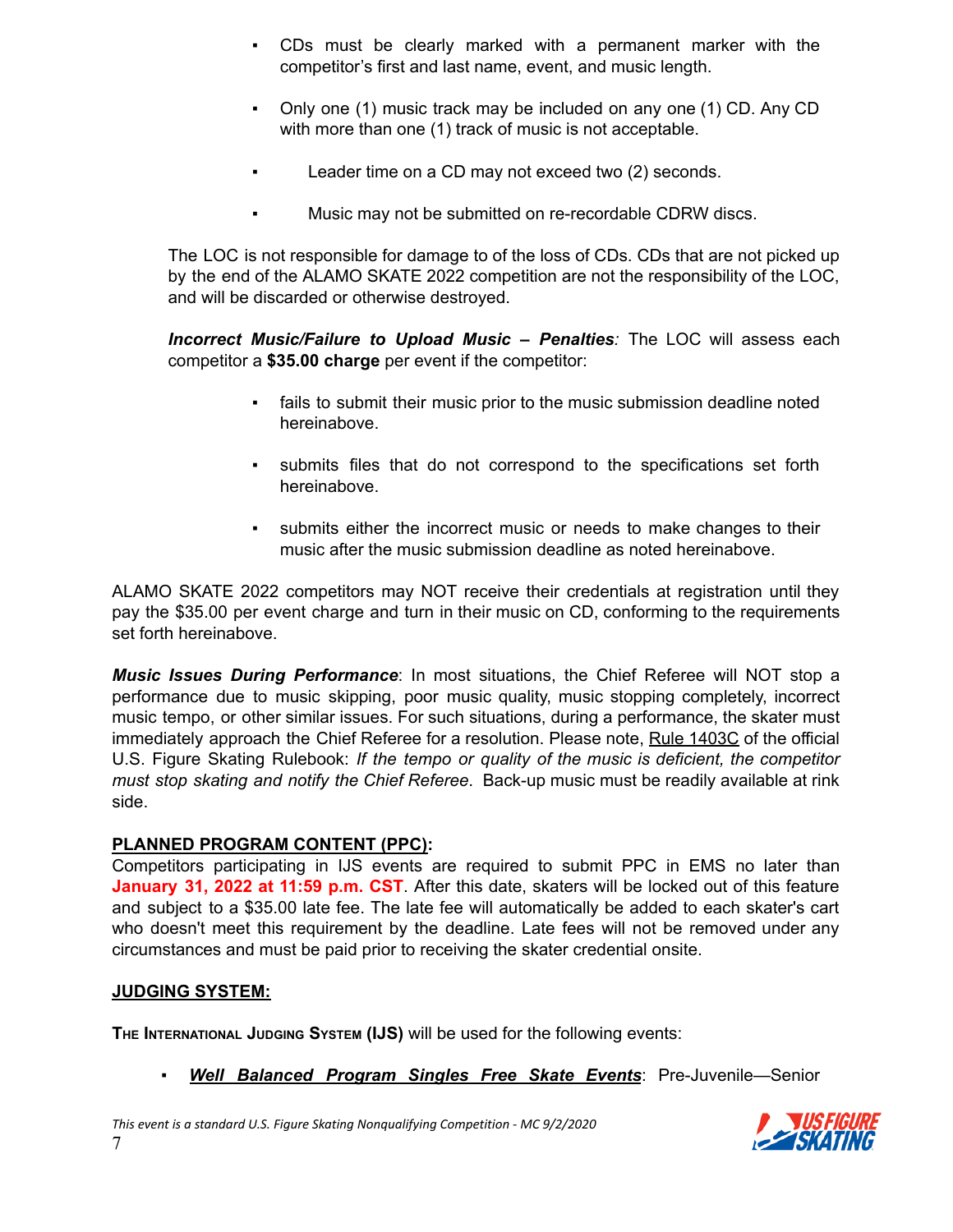- CDs must be clearly marked with a permanent marker with the competitor's first and last name, event, and music length.
- Only one (1) music track may be included on any one (1) CD. Any CD with more than one (1) track of music is not acceptable.
- Leader time on a CD may not exceed two (2) seconds.
- Music may not be submitted on re-recordable CDRW discs.

The LOC is not responsible for damage to of the loss of CDs. CDs that are not picked up by the end of the ALAMO SKATE 2022 competition are not the responsibility of the LOC, and will be discarded or otherwise destroyed.

***Incorrect Music/Failure to Upload Music – Penalties****:* The LOC will assess each competitor a **$35.00 charge** per event if the competitor:

- fails to submit their music prior to the music submission deadline noted hereinabove.
- submits files that do not correspond to the specifications set forth hereinabove.
- submits either the incorrect music or needs to make changes to their music after the music submission deadline as noted hereinabove.

ALAMO SKATE 2022 competitors may NOT receive their credentials at registration until they pay the $35.00 per event charge and turn in their music on CD, conforming to the requirements set forth hereinabove.

***Music Issues During Performance***: In most situations, the Chief Referee will NOT stop a performance due to music skipping, poor music quality, music stopping completely, incorrect music tempo, or other similar issues. For such situations, during a performance, the skater must immediately approach the Chief Referee for a resolution. Please note, Rule 1403C of the official U.S. Figure Skating Rulebook: *If the tempo or quality of the music is deficient, the competitor must stop skating and notify the Chief Referee.* Back-up music must be readily available at rink side.

**PLANNED PROGRAM CONTENT (PPC):**

Competitors participating in IJS events are required to submit PPC in EMS no later than **January 31, 2022 at 11:59 p.m. CST**. After this date, skaters will be locked out of this feature and subject to a $35.00 late fee. The late fee will automatically be added to each skater's cart who doesn't meet this requirement by the deadline. Late fees will not be removed under any circumstances and must be paid prior to receiving the skater credential onsite.

**JUDGING SYSTEM:**

**The International Judging System (IJS)** will be used for the following events:

- ***Well Balanced Program Singles Free Skate Events***: Pre-Juvenile—Senior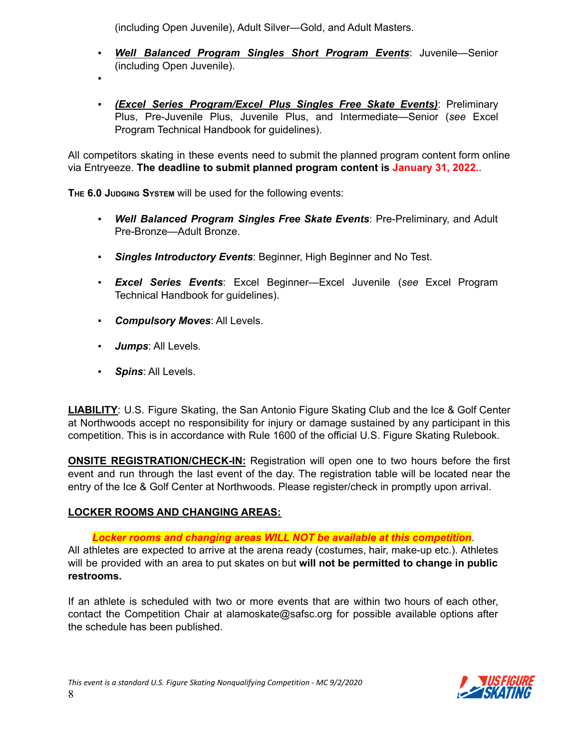(including Open Juvenile), Adult Silver—Gold, and Adult Masters.

- ***Well Balanced Program Singles Short Program Events***: Juvenile—Senior (including Open Juvenile).
- 
- ***(Excel Series Program/Excel Plus Singles Free Skate Events)***: Preliminary Plus, Pre-Juvenile Plus, Juvenile Plus, and Intermediate—Senior (*see* Excel Program Technical Handbook for guidelines).

All competitors skating in these events need to submit the planned program content form online via Entryeeze. **The deadline to submit planned program content is January 31, 2022.**.

**THE 6.0 JUDGING SYSTEM** will be used for the following events:

- ***Well Balanced Program Singles Free Skate Events***: Pre-Preliminary, and Adult Pre-Bronze—Adult Bronze.
- ***Singles Introductory Events***: Beginner, High Beginner and No Test.
- ***Excel Series Events***: Excel Beginner—Excel Juvenile (*see* Excel Program Technical Handbook for guidelines).
- ***Compulsory Moves***: All Levels.
- ***Jumps***: All Levels.
- ***Spins***: All Levels.

**LIABILITY**: U.S. Figure Skating, the San Antonio Figure Skating Club and the Ice & Golf Center at Northwoods accept no responsibility for injury or damage sustained by any participant in this competition. This is in accordance with Rule 1600 of the official U.S. Figure Skating Rulebook.

**ONSITE REGISTRATION/CHECK-IN:** Registration will open one to two hours before the first event and run through the last event of the day. The registration table will be located near the entry of the Ice & Golf Center at Northwoods. Please register/check in promptly upon arrival.

**LOCKER ROOMS AND CHANGING AREAS:**

***Locker rooms and changing areas WILL NOT be available at this competition***. All athletes are expected to arrive at the arena ready (costumes, hair, make-up etc.). Athletes will be provided with an area to put skates on but **will not be permitted to change in public restrooms.**

If an athlete is scheduled with two or more events that are within two hours of each other, contact the Competition Chair at alamoskate@safsc.org for possible available options after the schedule has been published.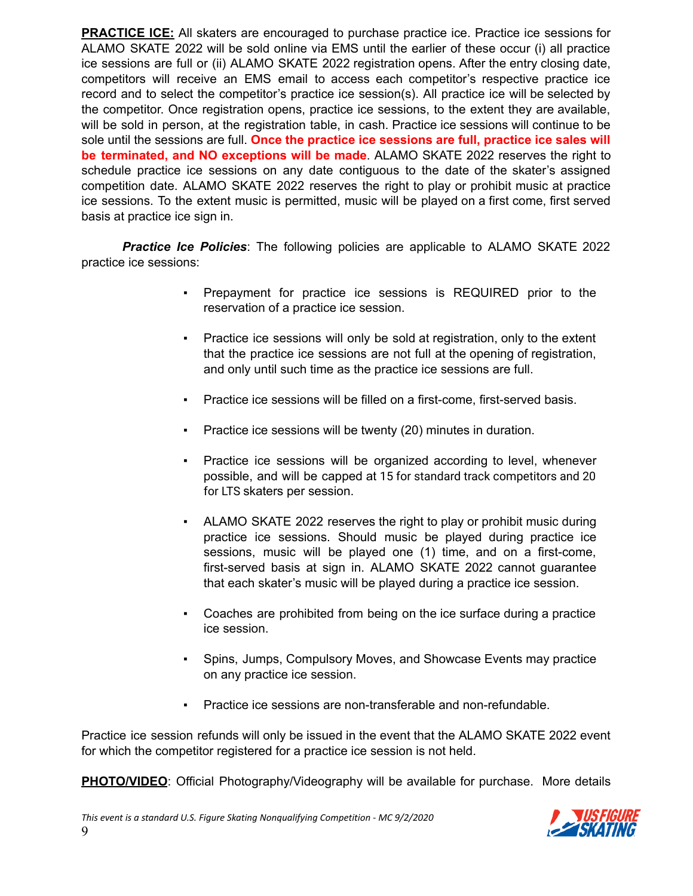**PRACTICE ICE:** All skaters are encouraged to purchase practice ice. Practice ice sessions for ALAMO SKATE 2022 will be sold online via EMS until the earlier of these occur (i) all practice ice sessions are full or (ii) ALAMO SKATE 2022 registration opens. After the entry closing date, competitors will receive an EMS email to access each competitor's respective practice ice record and to select the competitor's practice ice session(s). All practice ice will be selected by the competitor. Once registration opens, practice ice sessions, to the extent they are available, will be sold in person, at the registration table, in cash. Practice ice sessions will continue to be sole until the sessions are full. **Once the practice ice sessions are full, practice ice sales will be terminated, and NO exceptions will be made**. ALAMO SKATE 2022 reserves the right to schedule practice ice sessions on any date contiguous to the date of the skater's assigned competition date. ALAMO SKATE 2022 reserves the right to play or prohibit music at practice ice sessions. To the extent music is permitted, music will be played on a first come, first served basis at practice ice sign in.

***Practice Ice Policies***: The following policies are applicable to ALAMO SKATE 2022 practice ice sessions:

- Prepayment for practice ice sessions is REQUIRED prior to the reservation of a practice ice session.
- Practice ice sessions will only be sold at registration, only to the extent that the practice ice sessions are not full at the opening of registration, and only until such time as the practice ice sessions are full.
- Practice ice sessions will be filled on a first-come, first-served basis.
- Practice ice sessions will be twenty (20) minutes in duration.
- Practice ice sessions will be organized according to level, whenever possible, and will be capped at 15 for standard track competitors and 20 for LTS skaters per session.
- ALAMO SKATE 2022 reserves the right to play or prohibit music during practice ice sessions. Should music be played during practice ice sessions, music will be played one (1) time, and on a first-come, first-served basis at sign in. ALAMO SKATE 2022 cannot guarantee that each skater's music will be played during a practice ice session.
- Coaches are prohibited from being on the ice surface during a practice ice session.
- Spins, Jumps, Compulsory Moves, and Showcase Events may practice on any practice ice session.
- Practice ice sessions are non-transferable and non-refundable.

Practice ice session refunds will only be issued in the event that the ALAMO SKATE 2022 event for which the competitor registered for a practice ice session is not held.

**PHOTO/VIDEO**: Official Photography/Videography will be available for purchase. More details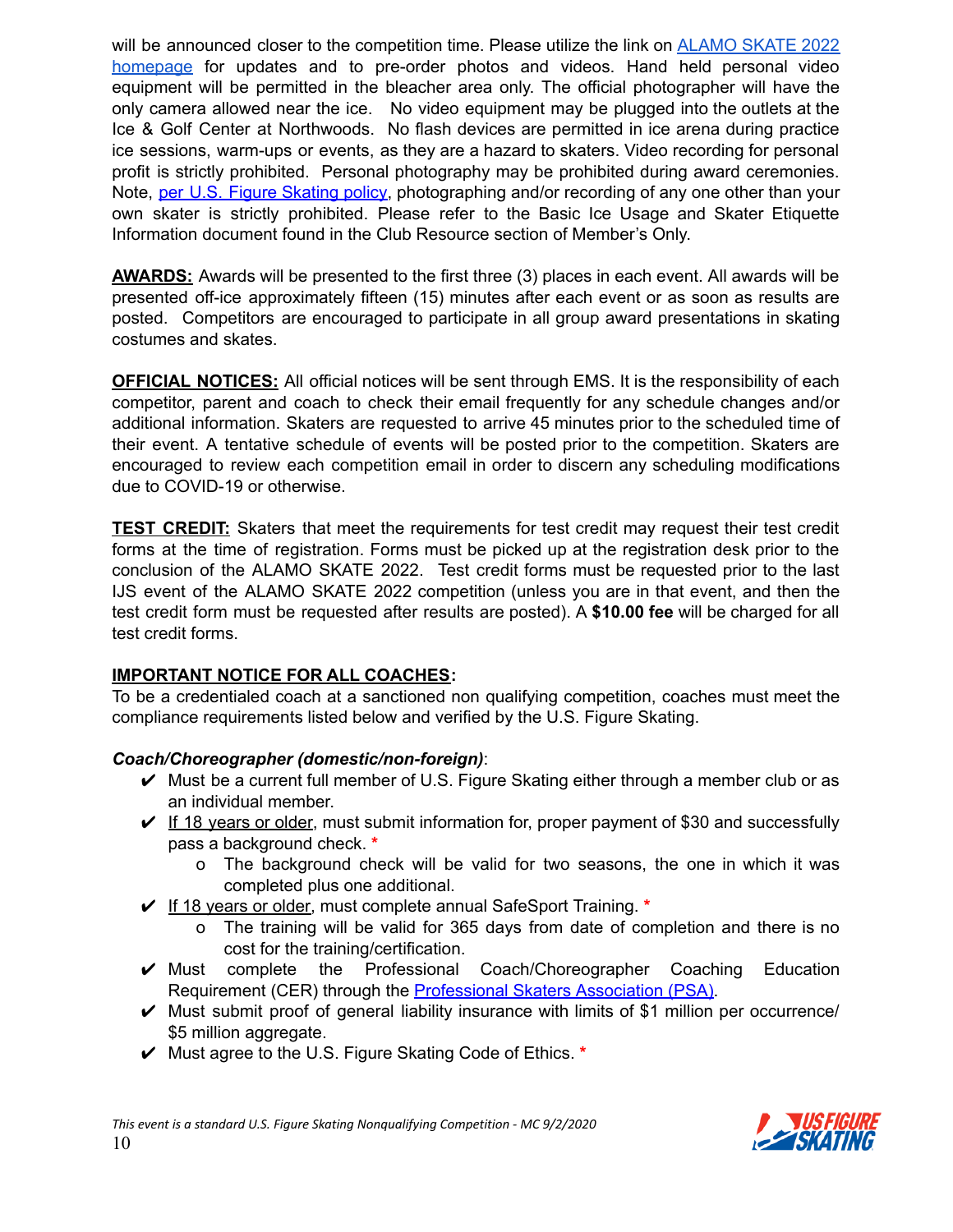will be announced closer to the competition time. Please utilize the link on ALAMO SKATE 2022 homepage for updates and to pre-order photos and videos. Hand held personal video equipment will be permitted in the bleacher area only. The official photographer will have the only camera allowed near the ice. No video equipment may be plugged into the outlets at the Ice & Golf Center at Northwoods. No flash devices are permitted in ice arena during practice ice sessions, warm-ups or events, as they are a hazard to skaters. Video recording for personal profit is strictly prohibited. Personal photography may be prohibited during award ceremonies. Note, per U.S. Figure Skating policy, photographing and/or recording of any one other than your own skater is strictly prohibited. Please refer to the Basic Ice Usage and Skater Etiquette Information document found in the Club Resource section of Member's Only.

**AWARDS:** Awards will be presented to the first three (3) places in each event. All awards will be presented off-ice approximately fifteen (15) minutes after each event or as soon as results are posted. Competitors are encouraged to participate in all group award presentations in skating costumes and skates.

**OFFICIAL NOTICES:** All official notices will be sent through EMS. It is the responsibility of each competitor, parent and coach to check their email frequently for any schedule changes and/or additional information. Skaters are requested to arrive 45 minutes prior to the scheduled time of their event. A tentative schedule of events will be posted prior to the competition. Skaters are encouraged to review each competition email in order to discern any scheduling modifications due to COVID-19 or otherwise.

**TEST CREDIT:** Skaters that meet the requirements for test credit may request their test credit forms at the time of registration. Forms must be picked up at the registration desk prior to the conclusion of the ALAMO SKATE 2022. Test credit forms must be requested prior to the last IJS event of the ALAMO SKATE 2022 competition (unless you are in that event, and then the test credit form must be requested after results are posted). A **$10.00 fee** will be charged for all test credit forms.

**IMPORTANT NOTICE FOR ALL COACHES:**

To be a credentialed coach at a sanctioned non qualifying competition, coaches must meet the compliance requirements listed below and verified by the U.S. Figure Skating.

***Coach/Choreographer (domestic/non-foreign)***:

- ✔ Must be a current full member of U.S. Figure Skating either through a member club or as an individual member.
- ✔ If 18 years or older, must submit information for, proper payment of $30 and successfully pass a background check. *
  - o The background check will be valid for two seasons, the one in which it was completed plus one additional.
- ✔ If 18 years or older, must complete annual SafeSport Training. *
  - o The training will be valid for 365 days from date of completion and there is no cost for the training/certification.
- ✔ Must complete the Professional Coach/Choreographer Coaching Education Requirement (CER) through the Professional Skaters Association (PSA).
- ✔ Must submit proof of general liability insurance with limits of $1 million per occurrence/ $5 million aggregate.
- ✔ Must agree to the U.S. Figure Skating Code of Ethics. *

*This event is a standard U.S. Figure Skating Nonqualifying Competition - MC 9/2/2020*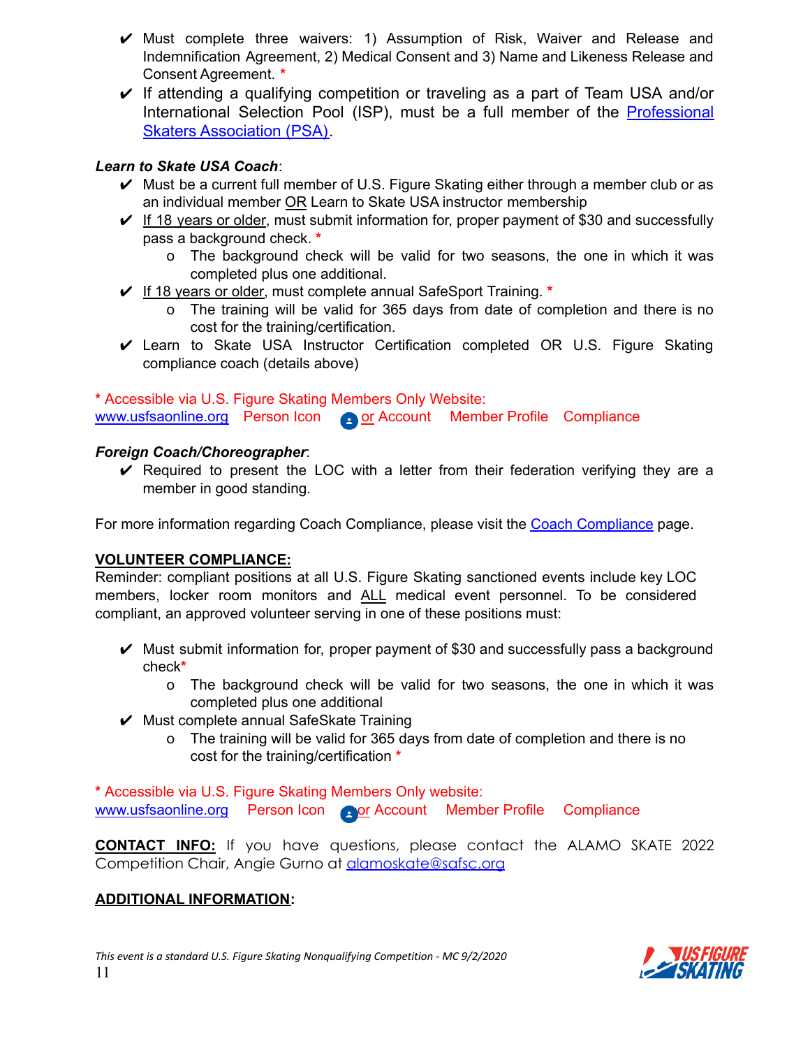- ✔ Must complete three waivers: 1) Assumption of Risk, Waiver and Release and Indemnification Agreement, 2) Medical Consent and 3) Name and Likeness Release and Consent Agreement. *
- ✔ If attending a qualifying competition or traveling as a part of Team USA and/or International Selection Pool (ISP), must be a full member of the [Professional Skaters Association (PSA)](#).

***Learn to Skate USA Coach***:

- ✔ Must be a current full member of U.S. Figure Skating either through a member club or as an individual member OR Learn to Skate USA instructor membership
- ✔ If 18 years or older, must submit information for, proper payment of $30 and successfully pass a background check. *
  - o The background check will be valid for two seasons, the one in which it was completed plus one additional.
- ✔ If 18 years or older, must complete annual SafeSport Training. *
  - o The training will be valid for 365 days from date of completion and there is no cost for the training/certification.
- ✔ Learn to Skate USA Instructor Certification completed OR U.S. Figure Skating compliance coach (details above)

\* Accessible via U.S. Figure Skating Members Only Website:
www.usfsaonline.org Person Icon or Account Member Profile Compliance

***Foreign Coach/Choreographer***:

- ✔ Required to present the LOC with a letter from their federation verifying they are a member in good standing.

For more information regarding Coach Compliance, please visit the [Coach Compliance](#) page.

**VOLUNTEER COMPLIANCE:**
Reminder: compliant positions at all U.S. Figure Skating sanctioned events include key LOC members, locker room monitors and ALL medical event personnel. To be considered compliant, an approved volunteer serving in one of these positions must:

- ✔ Must submit information for, proper payment of $30 and successfully pass a background check*
  - o The background check will be valid for two seasons, the one in which it was completed plus one additional
- ✔ Must complete annual SafeSkate Training
  - o The training will be valid for 365 days from date of completion and there is no cost for the training/certification *

\* Accessible via U.S. Figure Skating Members Only website:
www.usfsaonline.org Person Icon or Account Member Profile Compliance

**CONTACT INFO:** If you have questions, please contact the ALAMO SKATE 2022 Competition Chair, Angie Gurno at alamoskate@safsc.org

**ADDITIONAL INFORMATION:**

*This event is a standard U.S. Figure Skating Nonqualifying Competition - MC 9/2/2020*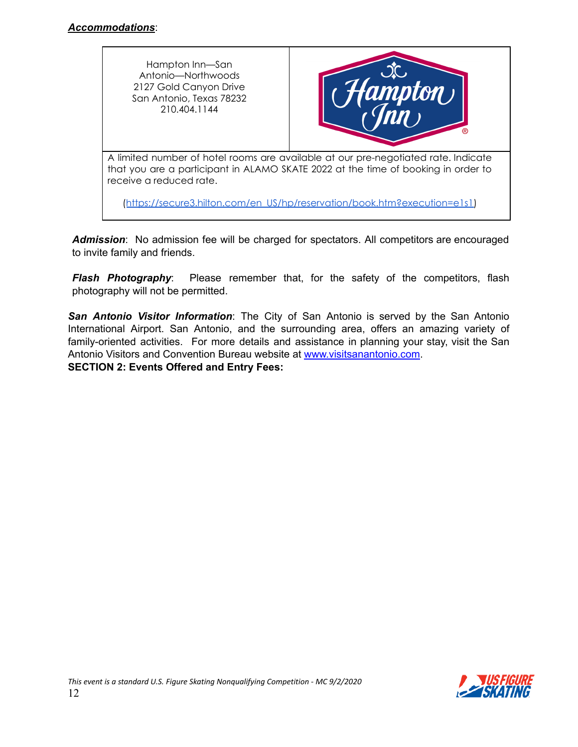***Accommodations***:

| Hampton Inn—San Antonio—Northwoods<br>2127 Gold Canyon Drive<br>San Antonio, Texas 78232<br>210.404.1144 | |
|---|---|
| A limited number of hotel rooms are available at our pre-negotiated rate. Indicate that you are a participant in ALAMO SKATE 2022 at the time of booking in order to receive a reduced rate.<br><br>([https://secure3.hilton.com/en_US/hp/reservation/book.htm?execution=e1s1](https://secure3.hilton.com/en_US/hp/reservation/book.htm?execution=e1s1)) | |

***Admission***: No admission fee will be charged for spectators. All competitors are encouraged to invite family and friends.

***Flash Photography***: Please remember that, for the safety of the competitors, flash photography will not be permitted.

***San Antonio Visitor Information***: The City of San Antonio is served by the San Antonio International Airport. San Antonio, and the surrounding area, offers an amazing variety of family-oriented activities. For more details and assistance in planning your stay, visit the San Antonio Visitors and Convention Bureau website at [www.visitsanantonio.com](http://www.visitsanantonio.com).

**SECTION 2: Events Offered and Entry Fees:**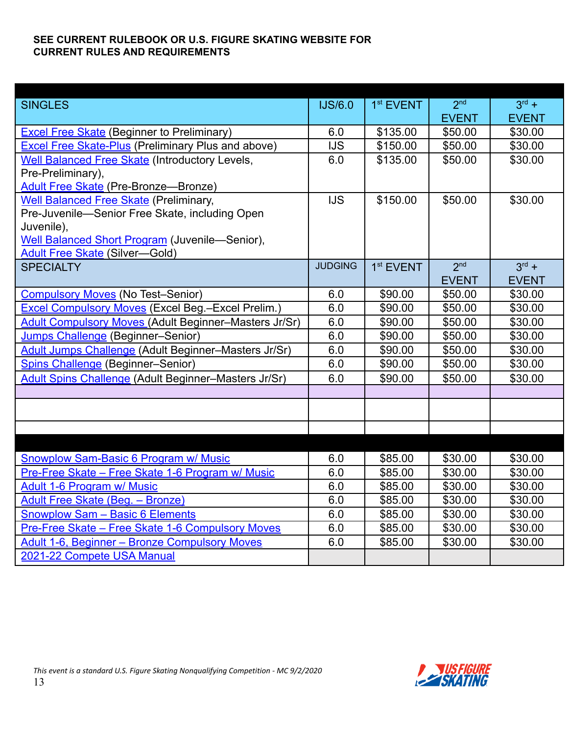**SEE CURRENT RULEBOOK OR U.S. FIGURE SKATING WEBSITE FOR CURRENT RULES AND REQUIREMENTS**

| | | | | |
|---|---|---|---|---|
| SINGLES | IJS/6.0 | 1st EVENT | 2nd EVENT | 3rd + EVENT |
| Excel Free Skate (Beginner to Preliminary) | 6.0 | $135.00 | $50.00 | $30.00 |
| Excel Free Skate-Plus (Preliminary Plus and above) | IJS | $150.00 | $50.00 | $30.00 |
| Well Balanced Free Skate (Introductory Levels, Pre-Preliminary), Adult Free Skate (Pre-Bronze—Bronze) | 6.0 | $135.00 | $50.00 | $30.00 |
| Well Balanced Free Skate (Preliminary, Pre-Juvenile—Senior Free Skate, including Open Juvenile), Well Balanced Short Program (Juvenile—Senior), Adult Free Skate (Silver—Gold) | IJS | $150.00 | $50.00 | $30.00 |
| SPECIALTY | JUDGING | 1st EVENT | 2nd EVENT | 3rd + EVENT |
| Compulsory Moves (No Test–Senior) | 6.0 | $90.00 | $50.00 | $30.00 |
| Excel Compulsory Moves (Excel Beg.–Excel Prelim.) | 6.0 | $90.00 | $50.00 | $30.00 |
| Adult Compulsory Moves (Adult Beginner–Masters Jr/Sr) | 6.0 | $90.00 | $50.00 | $30.00 |
| Jumps Challenge (Beginner–Senior) | 6.0 | $90.00 | $50.00 | $30.00 |
| Adult Jumps Challenge (Adult Beginner–Masters Jr/Sr) | 6.0 | $90.00 | $50.00 | $30.00 |
| Spins Challenge (Beginner–Senior) | 6.0 | $90.00 | $50.00 | $30.00 |
| Adult Spins Challenge (Adult Beginner–Masters Jr/Sr) | 6.0 | $90.00 | $50.00 | $30.00 |
| | | | | |
| | | | | |
| | | | | |
| | | | | |
| Snowplow Sam-Basic 6 Program w/ Music | 6.0 | $85.00 | $30.00 | $30.00 |
| Pre-Free Skate – Free Skate 1-6 Program w/ Music | 6.0 | $85.00 | $30.00 | $30.00 |
| Adult 1-6 Program w/ Music | 6.0 | $85.00 | $30.00 | $30.00 |
| Adult Free Skate (Beg. – Bronze) | 6.0 | $85.00 | $30.00 | $30.00 |
| Snowplow Sam – Basic 6 Elements | 6.0 | $85.00 | $30.00 | $30.00 |
| Pre-Free Skate – Free Skate 1-6 Compulsory Moves | 6.0 | $85.00 | $30.00 | $30.00 |
| Adult 1-6, Beginner – Bronze Compulsory Moves | 6.0 | $85.00 | $30.00 | $30.00 |
| 2021-22 Compete USA Manual | | | | |

*This event is a standard U.S. Figure Skating Nonqualifying Competition - MC 9/2/2020*